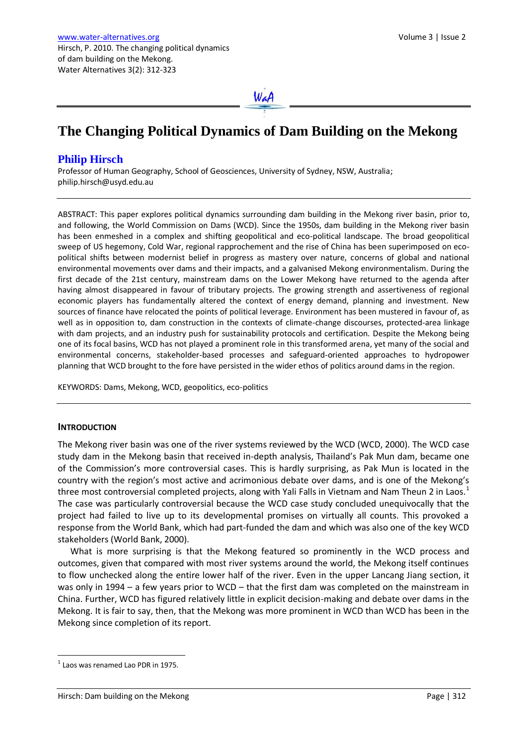# The Changing Political Dynamics of Dam Building on the Mekong

## Philip Hirsch

Professor of Human Geography, School of Geosciences, University of Sydney, NSW, Australia; philip.hirsch@usyd.edu.au

---

ABSTRACT: This paper explores political dynamics surrounding dam building in the Mekong river basin, prior to, and following, the World Commission on Dams (WCD). Since the 1950s, dam building in the Mekong river basin has been enmeshed in a complex and shifting geopolitical and eco-political landscape. The broad geopolitical sweep of US hegemony, Cold War, regional rapprochement and the rise of China has been superimposed on eco-political shifts between modernist belief in progress as mastery over nature, concerns of global and national environmental movements over dams and their impacts, and a galvanised Mekong environmentalism. During the first decade of the 21st century, mainstream dams on the Lower Mekong have returned to the agenda after having almost disappeared in favour of tributary projects. The growing strength and assertiveness of regional economic players has fundamentally altered the context of energy demand, planning and investment. New sources of finance have relocated the points of political leverage. Environment has been mustered in favour of, as well as in opposition to, dam construction in the contexts of climate-change discourses, protected-area linkage with dam projects, and an industry push for sustainability protocols and certification. Despite the Mekong being one of its focal basins, WCD has not played a prominent role in this transformed arena, yet many of the social and environmental concerns, stakeholder-based processes and safeguard-oriented approaches to hydropower planning that WCD brought to the fore have persisted in the wider ethos of politics around dams in the region.

KEYWORDS: Dams, Mekong, WCD, geopolitics, eco-politics

---

## INTRODUCTION

The Mekong river basin was one of the river systems reviewed by the WCD (WCD, 2000). The WCD case study dam in the Mekong basin that received in-depth analysis, Thailand's Pak Mun dam, became one of the Commission's more controversial cases. This is hardly surprising, as Pak Mun is located in the country with the region's most active and acrimonious debate over dams, and is one of the Mekong's three most controversial completed projects, along with Yali Falls in Vietnam and Nam Theun 2 in Laos.[1] The case was particularly controversial because the WCD case study concluded unequivocally that the project had failed to live up to its developmental promises on virtually all counts. This provoked a response from the World Bank, which had part-funded the dam and which was also one of the key WCD stakeholders (World Bank, 2000).

What is more surprising is that the Mekong featured so prominently in the WCD process and outcomes, given that compared with most river systems around the world, the Mekong itself continues to flow unchecked along the entire lower half of the river. Even in the upper Lancang Jiang section, it was only in 1994 – a few years prior to WCD – that the first dam was completed on the mainstream in China. Further, WCD has figured relatively little in explicit decision-making and debate over dams in the Mekong. It is fair to say, then, that the Mekong was more prominent in WCD than WCD has been in the Mekong since completion of its report.

---

[1] Laos was renamed Lao PDR in 1975.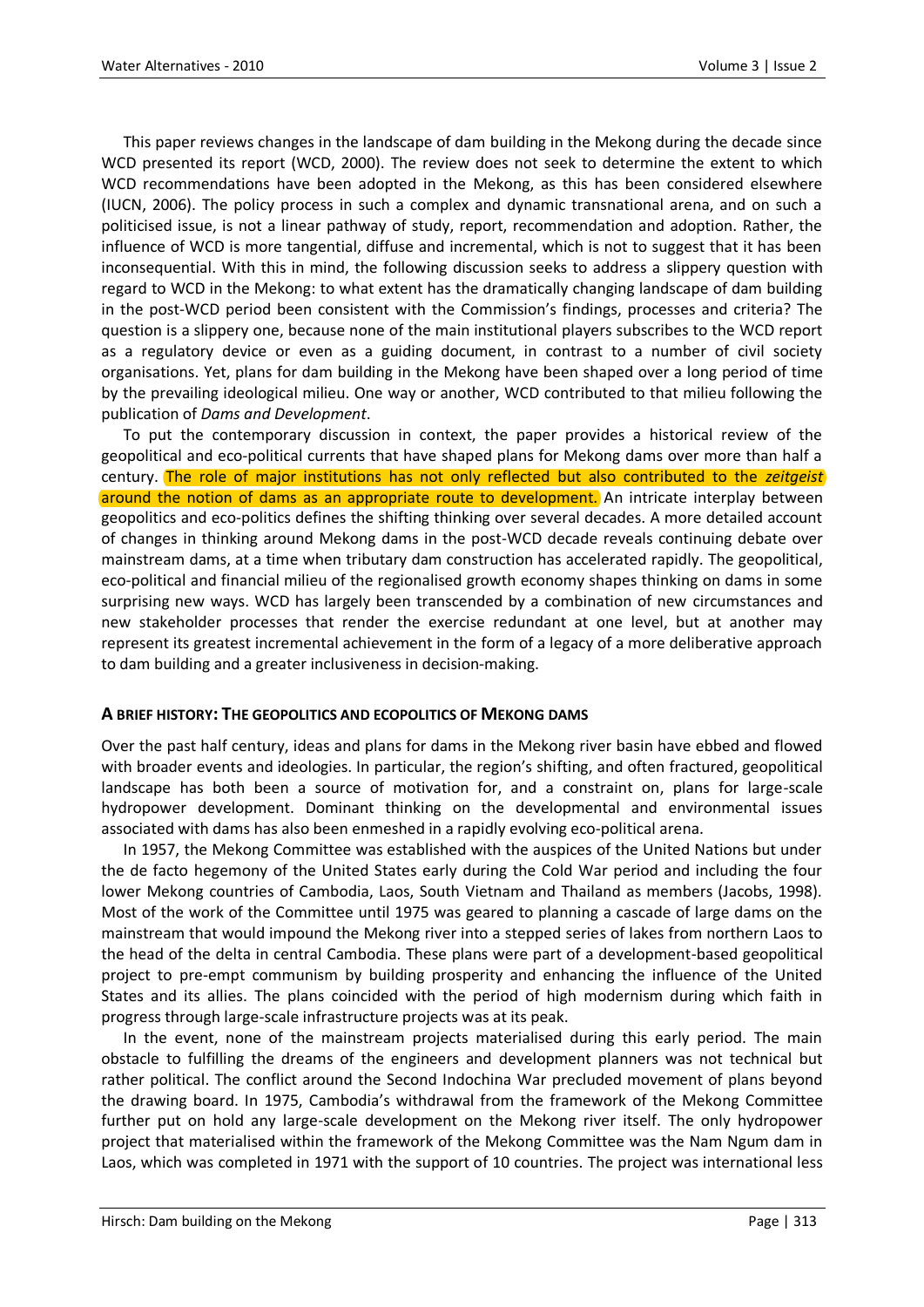This paper reviews changes in the landscape of dam building in the Mekong during the decade since WCD presented its report (WCD, 2000). The review does not seek to determine the extent to which WCD recommendations have been adopted in the Mekong, as this has been considered elsewhere (IUCN, 2006). The policy process in such a complex and dynamic transnational arena, and on such a politicised issue, is not a linear pathway of study, report, recommendation and adoption. Rather, the influence of WCD is more tangential, diffuse and incremental, which is not to suggest that it has been inconsequential. With this in mind, the following discussion seeks to address a slippery question with regard to WCD in the Mekong: to what extent has the dramatically changing landscape of dam building in the post-WCD period been consistent with the Commission's findings, processes and criteria? The question is a slippery one, because none of the main institutional players subscribes to the WCD report as a regulatory device or even as a guiding document, in contrast to a number of civil society organisations. Yet, plans for dam building in the Mekong have been shaped over a long period of time by the prevailing ideological milieu. One way or another, WCD contributed to that milieu following the publication of *Dams and Development*.

To put the contemporary discussion in context, the paper provides a historical review of the geopolitical and eco-political currents that have shaped plans for Mekong dams over more than half a century. The role of major institutions has not only reflected but also contributed to the *zeitgeist* around the notion of dams as an appropriate route to development. An intricate interplay between geopolitics and eco-politics defines the shifting thinking over several decades. A more detailed account of changes in thinking around Mekong dams in the post-WCD decade reveals continuing debate over mainstream dams, at a time when tributary dam construction has accelerated rapidly. The geopolitical, eco-political and financial milieu of the regionalised growth economy shapes thinking on dams in some surprising new ways. WCD has largely been transcended by a combination of new circumstances and new stakeholder processes that render the exercise redundant at one level, but at another may represent its greatest incremental achievement in the form of a legacy of a more deliberative approach to dam building and a greater inclusiveness in decision-making.

## A BRIEF HISTORY: THE GEOPOLITICS AND ECOPOLITICS OF MEKONG DAMS

Over the past half century, ideas and plans for dams in the Mekong river basin have ebbed and flowed with broader events and ideologies. In particular, the region's shifting, and often fractured, geopolitical landscape has both been a source of motivation for, and a constraint on, plans for large-scale hydropower development. Dominant thinking on the developmental and environmental issues associated with dams has also been enmeshed in a rapidly evolving eco-political arena.

In 1957, the Mekong Committee was established with the auspices of the United Nations but under the de facto hegemony of the United States early during the Cold War period and including the four lower Mekong countries of Cambodia, Laos, South Vietnam and Thailand as members (Jacobs, 1998). Most of the work of the Committee until 1975 was geared to planning a cascade of large dams on the mainstream that would impound the Mekong river into a stepped series of lakes from northern Laos to the head of the delta in central Cambodia. These plans were part of a development-based geopolitical project to pre-empt communism by building prosperity and enhancing the influence of the United States and its allies. The plans coincided with the period of high modernism during which faith in progress through large-scale infrastructure projects was at its peak.

In the event, none of the mainstream projects materialised during this early period. The main obstacle to fulfilling the dreams of the engineers and development planners was not technical but rather political. The conflict around the Second Indochina War precluded movement of plans beyond the drawing board. In 1975, Cambodia's withdrawal from the framework of the Mekong Committee further put on hold any large-scale development on the Mekong river itself. The only hydropower project that materialised within the framework of the Mekong Committee was the Nam Ngum dam in Laos, which was completed in 1971 with the support of 10 countries. The project was international less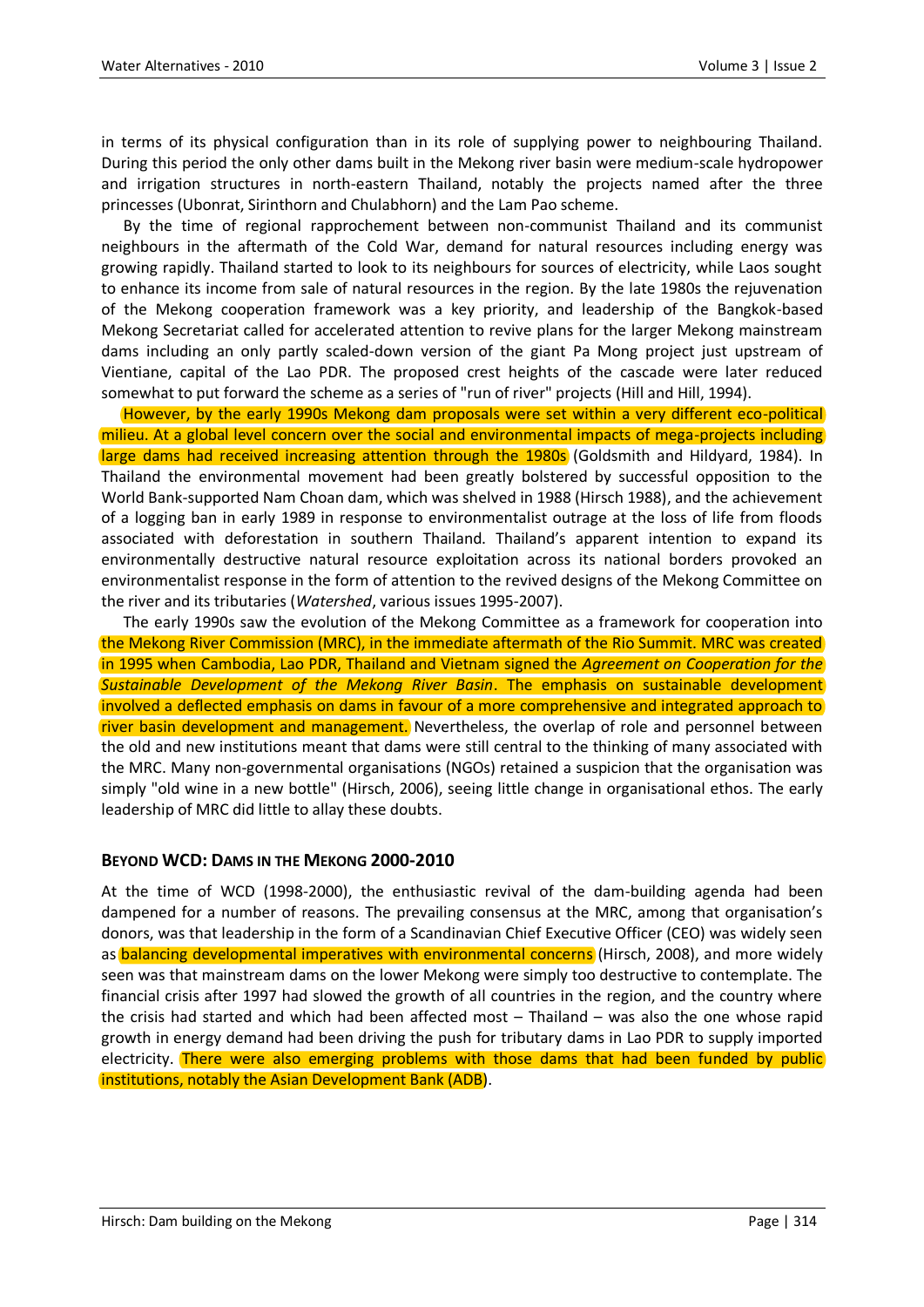in terms of its physical configuration than in its role of supplying power to neighbouring Thailand. During this period the only other dams built in the Mekong river basin were medium-scale hydropower and irrigation structures in north-eastern Thailand, notably the projects named after the three princesses (Ubonrat, Sirinthorn and Chulabhorn) and the Lam Pao scheme.

By the time of regional rapprochement between non-communist Thailand and its communist neighbours in the aftermath of the Cold War, demand for natural resources including energy was growing rapidly. Thailand started to look to its neighbours for sources of electricity, while Laos sought to enhance its income from sale of natural resources in the region. By the late 1980s the rejuvenation of the Mekong cooperation framework was a key priority, and leadership of the Bangkok-based Mekong Secretariat called for accelerated attention to revive plans for the larger Mekong mainstream dams including an only partly scaled-down version of the giant Pa Mong project just upstream of Vientiane, capital of the Lao PDR. The proposed crest heights of the cascade were later reduced somewhat to put forward the scheme as a series of "run of river" projects (Hill and Hill, 1994).

However, by the early 1990s Mekong dam proposals were set within a very different eco-political milieu. At a global level concern over the social and environmental impacts of mega-projects including large dams had received increasing attention through the 1980s (Goldsmith and Hildyard, 1984). In Thailand the environmental movement had been greatly bolstered by successful opposition to the World Bank-supported Nam Choan dam, which was shelved in 1988 (Hirsch 1988), and the achievement of a logging ban in early 1989 in response to environmentalist outrage at the loss of life from floods associated with deforestation in southern Thailand. Thailand's apparent intention to expand its environmentally destructive natural resource exploitation across its national borders provoked an environmentalist response in the form of attention to the revived designs of the Mekong Committee on the river and its tributaries (*Watershed*, various issues 1995-2007).

The early 1990s saw the evolution of the Mekong Committee as a framework for cooperation into the Mekong River Commission (MRC), in the immediate aftermath of the Rio Summit. MRC was created in 1995 when Cambodia, Lao PDR, Thailand and Vietnam signed the *Agreement on Cooperation for the Sustainable Development of the Mekong River Basin*. The emphasis on sustainable development involved a deflected emphasis on dams in favour of a more comprehensive and integrated approach to river basin development and management. Nevertheless, the overlap of role and personnel between the old and new institutions meant that dams were still central to the thinking of many associated with the MRC. Many non-governmental organisations (NGOs) retained a suspicion that the organisation was simply "old wine in a new bottle" (Hirsch, 2006), seeing little change in organisational ethos. The early leadership of MRC did little to allay these doubts.

## BEYOND WCD: DAMS IN THE MEKONG 2000-2010

At the time of WCD (1998-2000), the enthusiastic revival of the dam-building agenda had been dampened for a number of reasons. The prevailing consensus at the MRC, among that organisation's donors, was that leadership in the form of a Scandinavian Chief Executive Officer (CEO) was widely seen as balancing developmental imperatives with environmental concerns (Hirsch, 2008), and more widely seen was that mainstream dams on the lower Mekong were simply too destructive to contemplate. The financial crisis after 1997 had slowed the growth of all countries in the region, and the country where the crisis had started and which had been affected most – Thailand – was also the one whose rapid growth in energy demand had been driving the push for tributary dams in Lao PDR to supply imported electricity. There were also emerging problems with those dams that had been funded by public institutions, notably the Asian Development Bank (ADB).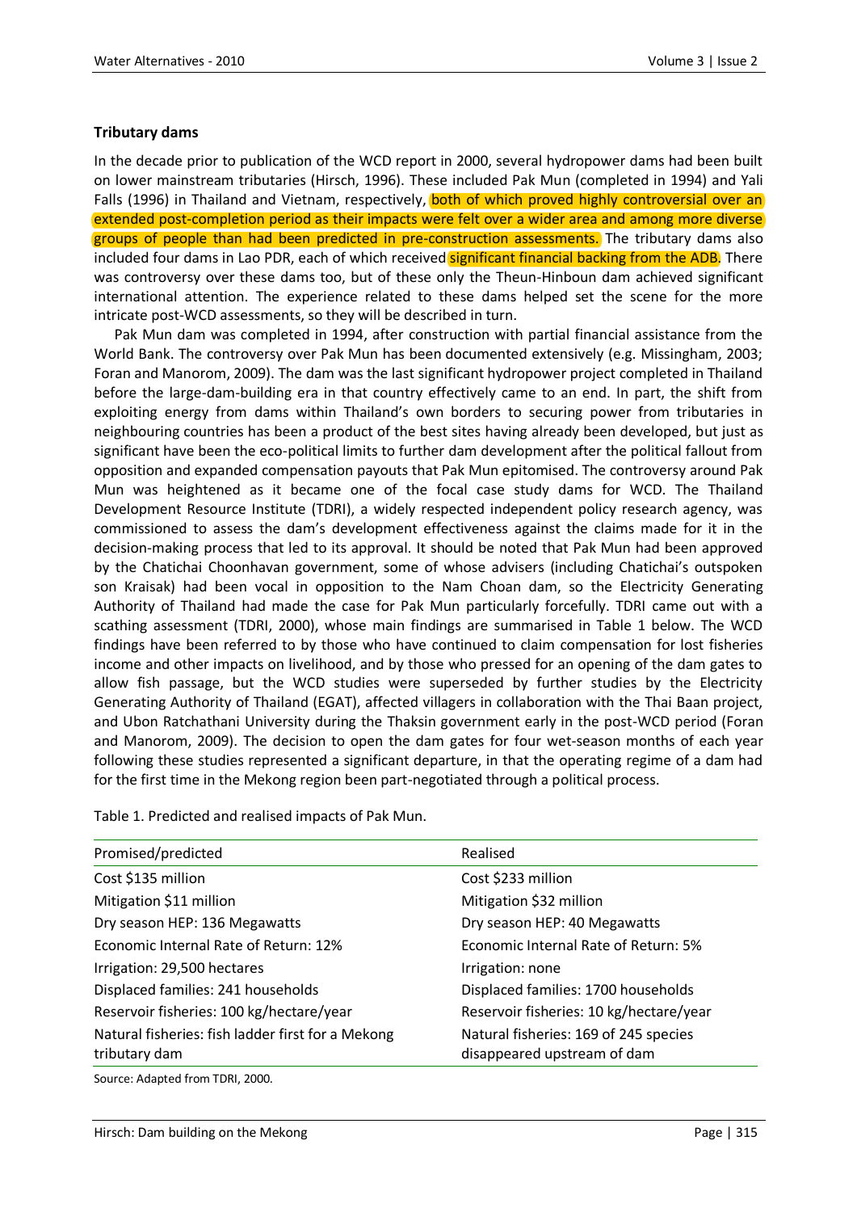### Tributary dams

In the decade prior to publication of the WCD report in 2000, several hydropower dams had been built on lower mainstream tributaries (Hirsch, 1996). These included Pak Mun (completed in 1994) and Yali Falls (1996) in Thailand and Vietnam, respectively, both of which proved highly controversial over an extended post-completion period as their impacts were felt over a wider area and among more diverse groups of people than had been predicted in pre-construction assessments. The tributary dams also included four dams in Lao PDR, each of which received significant financial backing from the ADB. There was controversy over these dams too, but of these only the Theun-Hinboun dam achieved significant international attention. The experience related to these dams helped set the scene for the more intricate post-WCD assessments, so they will be described in turn.

Pak Mun dam was completed in 1994, after construction with partial financial assistance from the World Bank. The controversy over Pak Mun has been documented extensively (e.g. Missingham, 2003; Foran and Manorom, 2009). The dam was the last significant hydropower project completed in Thailand before the large-dam-building era in that country effectively came to an end. In part, the shift from exploiting energy from dams within Thailand's own borders to securing power from tributaries in neighbouring countries has been a product of the best sites having already been developed, but just as significant have been the eco-political limits to further dam development after the political fallout from opposition and expanded compensation payouts that Pak Mun epitomised. The controversy around Pak Mun was heightened as it became one of the focal case study dams for WCD. The Thailand Development Resource Institute (TDRI), a widely respected independent policy research agency, was commissioned to assess the dam's development effectiveness against the claims made for it in the decision-making process that led to its approval. It should be noted that Pak Mun had been approved by the Chatichai Choonhavan government, some of whose advisers (including Chatichai's outspoken son Kraisak) had been vocal in opposition to the Nam Choan dam, so the Electricity Generating Authority of Thailand had made the case for Pak Mun particularly forcefully. TDRI came out with a scathing assessment (TDRI, 2000), whose main findings are summarised in Table 1 below. The WCD findings have been referred to by those who have continued to claim compensation for lost fisheries income and other impacts on livelihood, and by those who pressed for an opening of the dam gates to allow fish passage, but the WCD studies were superseded by further studies by the Electricity Generating Authority of Thailand (EGAT), affected villagers in collaboration with the Thai Baan project, and Ubon Ratchathani University during the Thaksin government early in the post-WCD period (Foran and Manorom, 2009). The decision to open the dam gates for four wet-season months of each year following these studies represented a significant departure, in that the operating regime of a dam had for the first time in the Mekong region been part-negotiated through a political process.

Table 1. Predicted and realised impacts of Pak Mun.

| Promised/predicted | Realised |
|---|---|
| Cost $135 million | Cost $233 million |
| Mitigation $11 million | Mitigation $32 million |
| Dry season HEP: 136 Megawatts | Dry season HEP: 40 Megawatts |
| Economic Internal Rate of Return: 12% | Economic Internal Rate of Return: 5% |
| Irrigation: 29,500 hectares | Irrigation: none |
| Displaced families: 241 households | Displaced families: 1700 households |
| Reservoir fisheries: 100 kg/hectare/year | Reservoir fisheries: 10 kg/hectare/year |
| Natural fisheries: fish ladder first for a Mekong tributary dam | Natural fisheries: 169 of 245 species disappeared upstream of dam |

Source: Adapted from TDRI, 2000.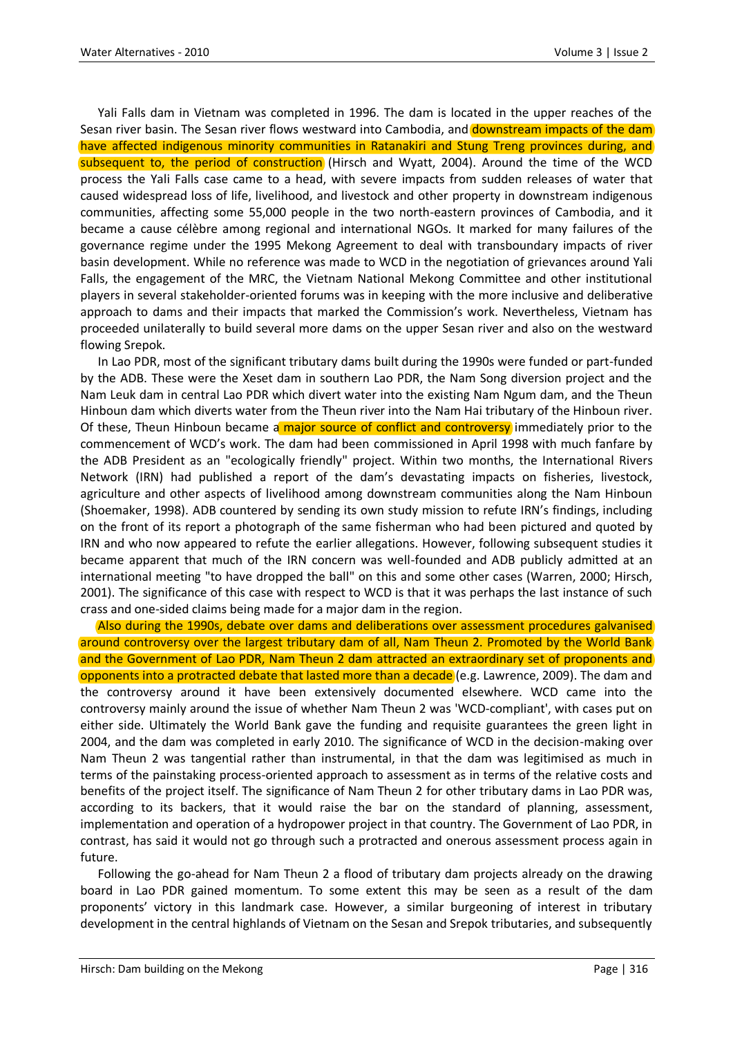Yali Falls dam in Vietnam was completed in 1996. The dam is located in the upper reaches of the Sesan river basin. The Sesan river flows westward into Cambodia, and downstream impacts of the dam have affected indigenous minority communities in Ratanakiri and Stung Treng provinces during, and subsequent to, the period of construction (Hirsch and Wyatt, 2004). Around the time of the WCD process the Yali Falls case came to a head, with severe impacts from sudden releases of water that caused widespread loss of life, livelihood, and livestock and other property in downstream indigenous communities, affecting some 55,000 people in the two north-eastern provinces of Cambodia, and it became a cause célèbre among regional and international NGOs. It marked for many failures of the governance regime under the 1995 Mekong Agreement to deal with transboundary impacts of river basin development. While no reference was made to WCD in the negotiation of grievances around Yali Falls, the engagement of the MRC, the Vietnam National Mekong Committee and other institutional players in several stakeholder-oriented forums was in keeping with the more inclusive and deliberative approach to dams and their impacts that marked the Commission's work. Nevertheless, Vietnam has proceeded unilaterally to build several more dams on the upper Sesan river and also on the westward flowing Srepok.

In Lao PDR, most of the significant tributary dams built during the 1990s were funded or part-funded by the ADB. These were the Xeset dam in southern Lao PDR, the Nam Song diversion project and the Nam Leuk dam in central Lao PDR which divert water into the existing Nam Ngum dam, and the Theun Hinboun dam which diverts water from the Theun river into the Nam Hai tributary of the Hinboun river. Of these, Theun Hinboun became a major source of conflict and controversy immediately prior to the commencement of WCD's work. The dam had been commissioned in April 1998 with much fanfare by the ADB President as an "ecologically friendly" project. Within two months, the International Rivers Network (IRN) had published a report of the dam's devastating impacts on fisheries, livestock, agriculture and other aspects of livelihood among downstream communities along the Nam Hinboun (Shoemaker, 1998). ADB countered by sending its own study mission to refute IRN's findings, including on the front of its report a photograph of the same fisherman who had been pictured and quoted by IRN and who now appeared to refute the earlier allegations. However, following subsequent studies it became apparent that much of the IRN concern was well-founded and ADB publicly admitted at an international meeting "to have dropped the ball" on this and some other cases (Warren, 2000; Hirsch, 2001). The significance of this case with respect to WCD is that it was perhaps the last instance of such crass and one-sided claims being made for a major dam in the region.

Also during the 1990s, debate over dams and deliberations over assessment procedures galvanised around controversy over the largest tributary dam of all, Nam Theun 2. Promoted by the World Bank and the Government of Lao PDR, Nam Theun 2 dam attracted an extraordinary set of proponents and opponents into a protracted debate that lasted more than a decade (e.g. Lawrence, 2009). The dam and the controversy around it have been extensively documented elsewhere. WCD came into the controversy mainly around the issue of whether Nam Theun 2 was 'WCD-compliant', with cases put on either side. Ultimately the World Bank gave the funding and requisite guarantees the green light in 2004, and the dam was completed in early 2010. The significance of WCD in the decision-making over Nam Theun 2 was tangential rather than instrumental, in that the dam was legitimised as much in terms of the painstaking process-oriented approach to assessment as in terms of the relative costs and benefits of the project itself. The significance of Nam Theun 2 for other tributary dams in Lao PDR was, according to its backers, that it would raise the bar on the standard of planning, assessment, implementation and operation of a hydropower project in that country. The Government of Lao PDR, in contrast, has said it would not go through such a protracted and onerous assessment process again in future.

Following the go-ahead for Nam Theun 2 a flood of tributary dam projects already on the drawing board in Lao PDR gained momentum. To some extent this may be seen as a result of the dam proponents' victory in this landmark case. However, a similar burgeoning of interest in tributary development in the central highlands of Vietnam on the Sesan and Srepok tributaries, and subsequently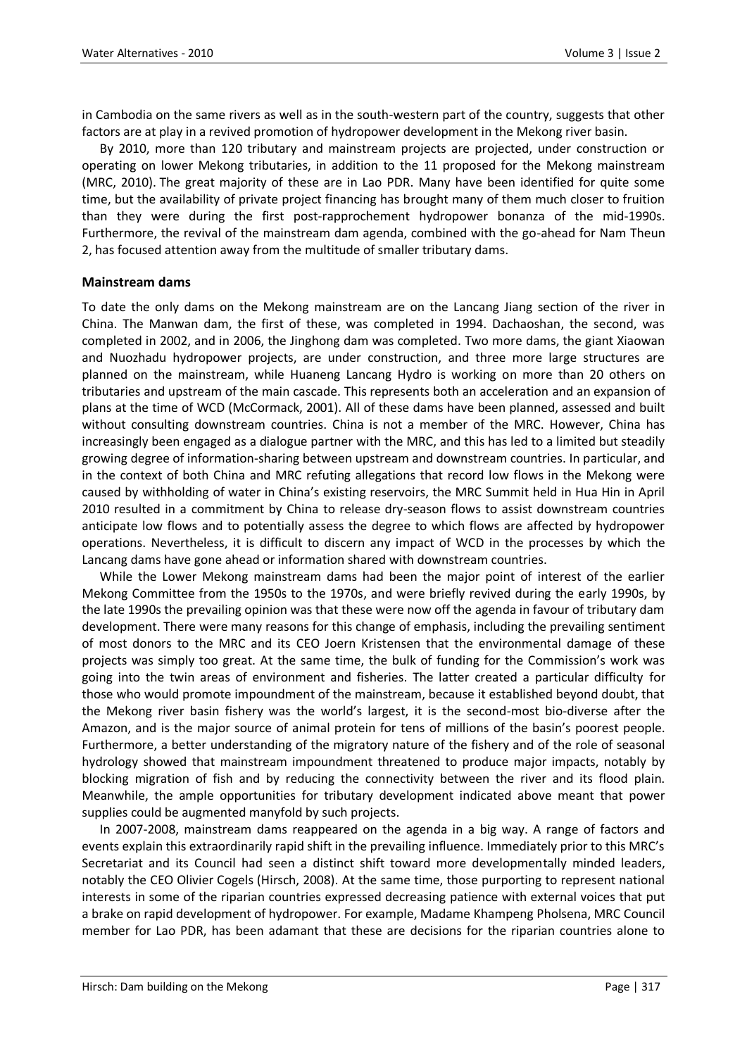in Cambodia on the same rivers as well as in the south-western part of the country, suggests that other factors are at play in a revived promotion of hydropower development in the Mekong river basin.

By 2010, more than 120 tributary and mainstream projects are projected, under construction or operating on lower Mekong tributaries, in addition to the 11 proposed for the Mekong mainstream (MRC, 2010). The great majority of these are in Lao PDR. Many have been identified for quite some time, but the availability of private project financing has brought many of them much closer to fruition than they were during the first post-rapprochement hydropower bonanza of the mid-1990s. Furthermore, the revival of the mainstream dam agenda, combined with the go-ahead for Nam Theun 2, has focused attention away from the multitude of smaller tributary dams.

### Mainstream dams

To date the only dams on the Mekong mainstream are on the Lancang Jiang section of the river in China. The Manwan dam, the first of these, was completed in 1994. Dachaoshan, the second, was completed in 2002, and in 2006, the Jinghong dam was completed. Two more dams, the giant Xiaowan and Nuozhadu hydropower projects, are under construction, and three more large structures are planned on the mainstream, while Huaneng Lancang Hydro is working on more than 20 others on tributaries and upstream of the main cascade. This represents both an acceleration and an expansion of plans at the time of WCD (McCormack, 2001). All of these dams have been planned, assessed and built without consulting downstream countries. China is not a member of the MRC. However, China has increasingly been engaged as a dialogue partner with the MRC, and this has led to a limited but steadily growing degree of information-sharing between upstream and downstream countries. In particular, and in the context of both China and MRC refuting allegations that record low flows in the Mekong were caused by withholding of water in China's existing reservoirs, the MRC Summit held in Hua Hin in April 2010 resulted in a commitment by China to release dry-season flows to assist downstream countries anticipate low flows and to potentially assess the degree to which flows are affected by hydropower operations. Nevertheless, it is difficult to discern any impact of WCD in the processes by which the Lancang dams have gone ahead or information shared with downstream countries.

While the Lower Mekong mainstream dams had been the major point of interest of the earlier Mekong Committee from the 1950s to the 1970s, and were briefly revived during the early 1990s, by the late 1990s the prevailing opinion was that these were now off the agenda in favour of tributary dam development. There were many reasons for this change of emphasis, including the prevailing sentiment of most donors to the MRC and its CEO Joern Kristensen that the environmental damage of these projects was simply too great. At the same time, the bulk of funding for the Commission's work was going into the twin areas of environment and fisheries. The latter created a particular difficulty for those who would promote impoundment of the mainstream, because it established beyond doubt, that the Mekong river basin fishery was the world's largest, it is the second-most bio-diverse after the Amazon, and is the major source of animal protein for tens of millions of the basin's poorest people. Furthermore, a better understanding of the migratory nature of the fishery and of the role of seasonal hydrology showed that mainstream impoundment threatened to produce major impacts, notably by blocking migration of fish and by reducing the connectivity between the river and its flood plain. Meanwhile, the ample opportunities for tributary development indicated above meant that power supplies could be augmented manyfold by such projects.

In 2007-2008, mainstream dams reappeared on the agenda in a big way. A range of factors and events explain this extraordinarily rapid shift in the prevailing influence. Immediately prior to this MRC's Secretariat and its Council had seen a distinct shift toward more developmentally minded leaders, notably the CEO Olivier Cogels (Hirsch, 2008). At the same time, those purporting to represent national interests in some of the riparian countries expressed decreasing patience with external voices that put a brake on rapid development of hydropower. For example, Madame Khampeng Pholsena, MRC Council member for Lao PDR, has been adamant that these are decisions for the riparian countries alone to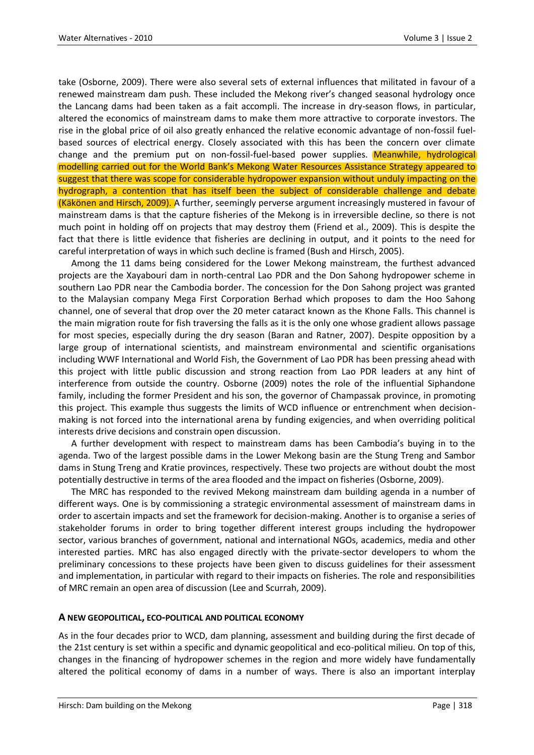take (Osborne, 2009). There were also several sets of external influences that militated in favour of a renewed mainstream dam push. These included the Mekong river's changed seasonal hydrology once the Lancang dams had been taken as a fait accompli. The increase in dry-season flows, in particular, altered the economics of mainstream dams to make them more attractive to corporate investors. The rise in the global price of oil also greatly enhanced the relative economic advantage of non-fossil fuel-based sources of electrical energy. Closely associated with this has been the concern over climate change and the premium put on non-fossil-fuel-based power supplies. Meanwhile, hydrological modelling carried out for the World Bank's Mekong Water Resources Assistance Strategy appeared to suggest that there was scope for considerable hydropower expansion without unduly impacting on the hydrograph, a contention that has itself been the subject of considerable challenge and debate (Käkönen and Hirsch, 2009). A further, seemingly perverse argument increasingly mustered in favour of mainstream dams is that the capture fisheries of the Mekong is in irreversible decline, so there is not much point in holding off on projects that may destroy them (Friend et al., 2009). This is despite the fact that there is little evidence that fisheries are declining in output, and it points to the need for careful interpretation of ways in which such decline is framed (Bush and Hirsch, 2005).

Among the 11 dams being considered for the Lower Mekong mainstream, the furthest advanced projects are the Xayabouri dam in north-central Lao PDR and the Don Sahong hydropower scheme in southern Lao PDR near the Cambodia border. The concession for the Don Sahong project was granted to the Malaysian company Mega First Corporation Berhad which proposes to dam the Hoo Sahong channel, one of several that drop over the 20 meter cataract known as the Khone Falls. This channel is the main migration route for fish traversing the falls as it is the only one whose gradient allows passage for most species, especially during the dry season (Baran and Ratner, 2007). Despite opposition by a large group of international scientists, and mainstream environmental and scientific organisations including WWF International and World Fish, the Government of Lao PDR has been pressing ahead with this project with little public discussion and strong reaction from Lao PDR leaders at any hint of interference from outside the country. Osborne (2009) notes the role of the influential Siphandone family, including the former President and his son, the governor of Champassak province, in promoting this project. This example thus suggests the limits of WCD influence or entrenchment when decision-making is not forced into the international arena by funding exigencies, and when overriding political interests drive decisions and constrain open discussion.

A further development with respect to mainstream dams has been Cambodia's buying in to the agenda. Two of the largest possible dams in the Lower Mekong basin are the Stung Treng and Sambor dams in Stung Treng and Kratie provinces, respectively. These two projects are without doubt the most potentially destructive in terms of the area flooded and the impact on fisheries (Osborne, 2009).

The MRC has responded to the revived Mekong mainstream dam building agenda in a number of different ways. One is by commissioning a strategic environmental assessment of mainstream dams in order to ascertain impacts and set the framework for decision-making. Another is to organise a series of stakeholder forums in order to bring together different interest groups including the hydropower sector, various branches of government, national and international NGOs, academics, media and other interested parties. MRC has also engaged directly with the private-sector developers to whom the preliminary concessions to these projects have been given to discuss guidelines for their assessment and implementation, in particular with regard to their impacts on fisheries. The role and responsibilities of MRC remain an open area of discussion (Lee and Scurrah, 2009).

## A NEW GEOPOLITICAL, ECO-POLITICAL AND POLITICAL ECONOMY

As in the four decades prior to WCD, dam planning, assessment and building during the first decade of the 21st century is set within a specific and dynamic geopolitical and eco-political milieu. On top of this, changes in the financing of hydropower schemes in the region and more widely have fundamentally altered the political economy of dams in a number of ways. There is also an important interplay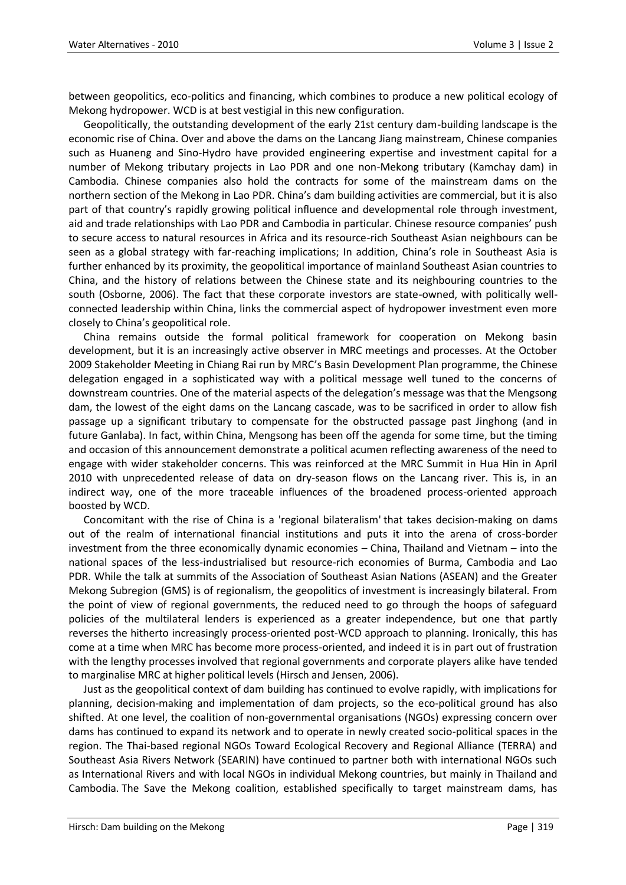between geopolitics, eco-politics and financing, which combines to produce a new political ecology of Mekong hydropower. WCD is at best vestigial in this new configuration.

Geopolitically, the outstanding development of the early 21st century dam-building landscape is the economic rise of China. Over and above the dams on the Lancang Jiang mainstream, Chinese companies such as Huaneng and Sino-Hydro have provided engineering expertise and investment capital for a number of Mekong tributary projects in Lao PDR and one non-Mekong tributary (Kamchay dam) in Cambodia. Chinese companies also hold the contracts for some of the mainstream dams on the northern section of the Mekong in Lao PDR. China's dam building activities are commercial, but it is also part of that country's rapidly growing political influence and developmental role through investment, aid and trade relationships with Lao PDR and Cambodia in particular. Chinese resource companies' push to secure access to natural resources in Africa and its resource-rich Southeast Asian neighbours can be seen as a global strategy with far-reaching implications; In addition, China's role in Southeast Asia is further enhanced by its proximity, the geopolitical importance of mainland Southeast Asian countries to China, and the history of relations between the Chinese state and its neighbouring countries to the south (Osborne, 2006). The fact that these corporate investors are state-owned, with politically well-connected leadership within China, links the commercial aspect of hydropower investment even more closely to China's geopolitical role.

China remains outside the formal political framework for cooperation on Mekong basin development, but it is an increasingly active observer in MRC meetings and processes. At the October 2009 Stakeholder Meeting in Chiang Rai run by MRC's Basin Development Plan programme, the Chinese delegation engaged in a sophisticated way with a political message well tuned to the concerns of downstream countries. One of the material aspects of the delegation's message was that the Mengsong dam, the lowest of the eight dams on the Lancang cascade, was to be sacrificed in order to allow fish passage up a significant tributary to compensate for the obstructed passage past Jinghong (and in future Ganlaba). In fact, within China, Mengsong has been off the agenda for some time, but the timing and occasion of this announcement demonstrate a political acumen reflecting awareness of the need to engage with wider stakeholder concerns. This was reinforced at the MRC Summit in Hua Hin in April 2010 with unprecedented release of data on dry-season flows on the Lancang river. This is, in an indirect way, one of the more traceable influences of the broadened process-oriented approach boosted by WCD.

Concomitant with the rise of China is a 'regional bilateralism' that takes decision-making on dams out of the realm of international financial institutions and puts it into the arena of cross-border investment from the three economically dynamic economies – China, Thailand and Vietnam – into the national spaces of the less-industrialised but resource-rich economies of Burma, Cambodia and Lao PDR. While the talk at summits of the Association of Southeast Asian Nations (ASEAN) and the Greater Mekong Subregion (GMS) is of regionalism, the geopolitics of investment is increasingly bilateral. From the point of view of regional governments, the reduced need to go through the hoops of safeguard policies of the multilateral lenders is experienced as a greater independence, but one that partly reverses the hitherto increasingly process-oriented post-WCD approach to planning. Ironically, this has come at a time when MRC has become more process-oriented, and indeed it is in part out of frustration with the lengthy processes involved that regional governments and corporate players alike have tended to marginalise MRC at higher political levels (Hirsch and Jensen, 2006).

Just as the geopolitical context of dam building has continued to evolve rapidly, with implications for planning, decision-making and implementation of dam projects, so the eco-political ground has also shifted. At one level, the coalition of non-governmental organisations (NGOs) expressing concern over dams has continued to expand its network and to operate in newly created socio-political spaces in the region. The Thai-based regional NGOs Toward Ecological Recovery and Regional Alliance (TERRA) and Southeast Asia Rivers Network (SEARIN) have continued to partner both with international NGOs such as International Rivers and with local NGOs in individual Mekong countries, but mainly in Thailand and Cambodia. The Save the Mekong coalition, established specifically to target mainstream dams, has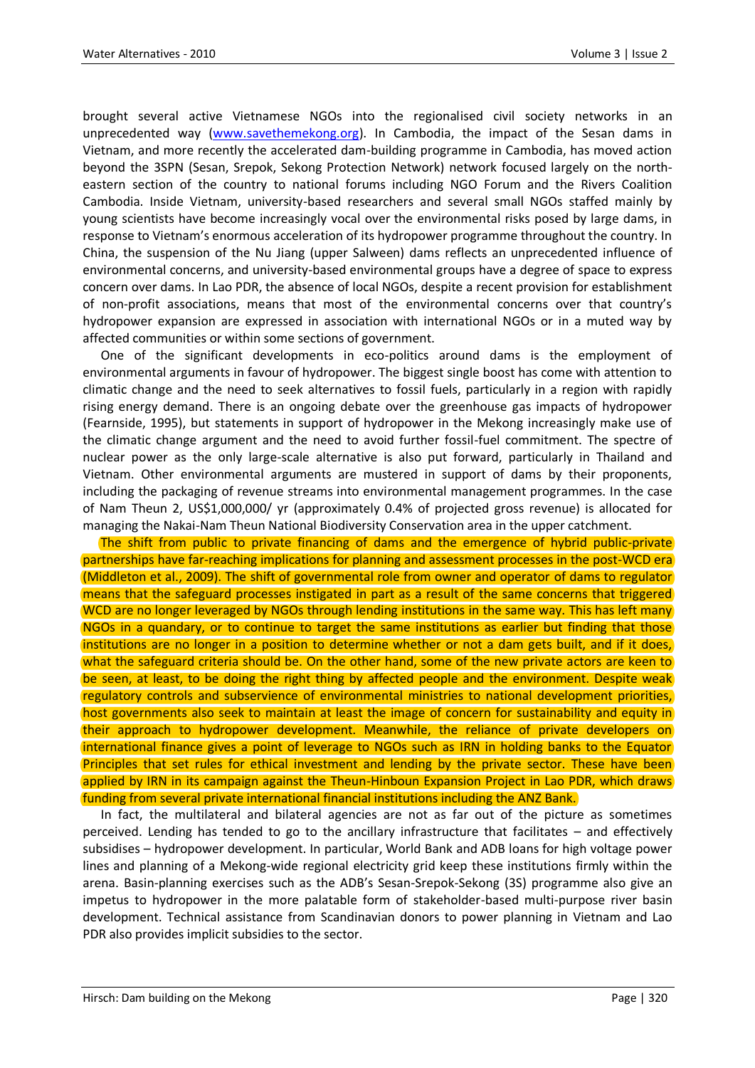brought several active Vietnamese NGOs into the regionalised civil society networks in an unprecedented way (www.savethemekong.org). In Cambodia, the impact of the Sesan dams in Vietnam, and more recently the accelerated dam-building programme in Cambodia, has moved action beyond the 3SPN (Sesan, Srepok, Sekong Protection Network) network focused largely on the north-eastern section of the country to national forums including NGO Forum and the Rivers Coalition Cambodia. Inside Vietnam, university-based researchers and several small NGOs staffed mainly by young scientists have become increasingly vocal over the environmental risks posed by large dams, in response to Vietnam's enormous acceleration of its hydropower programme throughout the country. In China, the suspension of the Nu Jiang (upper Salween) dams reflects an unprecedented influence of environmental concerns, and university-based environmental groups have a degree of space to express concern over dams. In Lao PDR, the absence of local NGOs, despite a recent provision for establishment of non-profit associations, means that most of the environmental concerns over that country's hydropower expansion are expressed in association with international NGOs or in a muted way by affected communities or within some sections of government.

One of the significant developments in eco-politics around dams is the employment of environmental arguments in favour of hydropower. The biggest single boost has come with attention to climatic change and the need to seek alternatives to fossil fuels, particularly in a region with rapidly rising energy demand. There is an ongoing debate over the greenhouse gas impacts of hydropower (Fearnside, 1995), but statements in support of hydropower in the Mekong increasingly make use of the climatic change argument and the need to avoid further fossil-fuel commitment. The spectre of nuclear power as the only large-scale alternative is also put forward, particularly in Thailand and Vietnam. Other environmental arguments are mustered in support of dams by their proponents, including the packaging of revenue streams into environmental management programmes. In the case of Nam Theun 2, US$1,000,000/ yr (approximately 0.4% of projected gross revenue) is allocated for managing the Nakai-Nam Theun National Biodiversity Conservation area in the upper catchment.

The shift from public to private financing of dams and the emergence of hybrid public-private partnerships have far-reaching implications for planning and assessment processes in the post-WCD era (Middleton et al., 2009). The shift of governmental role from owner and operator of dams to regulator means that the safeguard processes instigated in part as a result of the same concerns that triggered WCD are no longer leveraged by NGOs through lending institutions in the same way. This has left many NGOs in a quandary, or to continue to target the same institutions as earlier but finding that those institutions are no longer in a position to determine whether or not a dam gets built, and if it does, what the safeguard criteria should be. On the other hand, some of the new private actors are keen to be seen, at least, to be doing the right thing by affected people and the environment. Despite weak regulatory controls and subservience of environmental ministries to national development priorities, host governments also seek to maintain at least the image of concern for sustainability and equity in their approach to hydropower development. Meanwhile, the reliance of private developers on international finance gives a point of leverage to NGOs such as IRN in holding banks to the Equator Principles that set rules for ethical investment and lending by the private sector. These have been applied by IRN in its campaign against the Theun-Hinboun Expansion Project in Lao PDR, which draws funding from several private international financial institutions including the ANZ Bank.

In fact, the multilateral and bilateral agencies are not as far out of the picture as sometimes perceived. Lending has tended to go to the ancillary infrastructure that facilitates – and effectively subsidises – hydropower development. In particular, World Bank and ADB loans for high voltage power lines and planning of a Mekong-wide regional electricity grid keep these institutions firmly within the arena. Basin-planning exercises such as the ADB's Sesan-Srepok-Sekong (3S) programme also give an impetus to hydropower in the more palatable form of stakeholder-based multi-purpose river basin development. Technical assistance from Scandinavian donors to power planning in Vietnam and Lao PDR also provides implicit subsidies to the sector.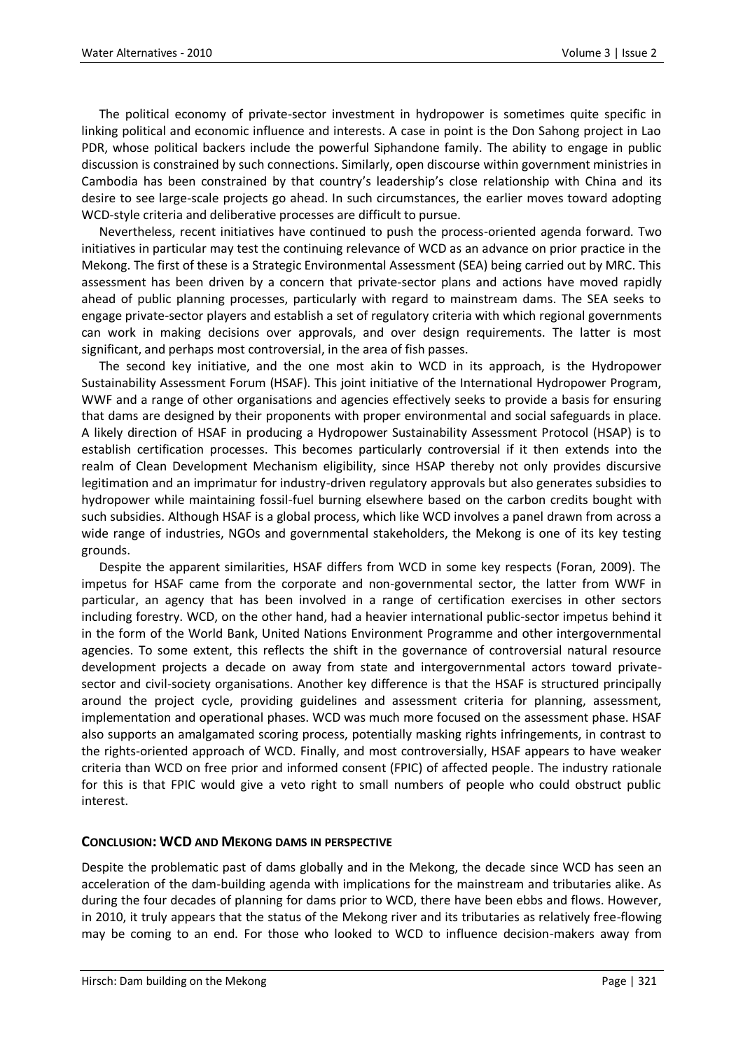The political economy of private-sector investment in hydropower is sometimes quite specific in linking political and economic influence and interests. A case in point is the Don Sahong project in Lao PDR, whose political backers include the powerful Siphandone family. The ability to engage in public discussion is constrained by such connections. Similarly, open discourse within government ministries in Cambodia has been constrained by that country's leadership's close relationship with China and its desire to see large-scale projects go ahead. In such circumstances, the earlier moves toward adopting WCD-style criteria and deliberative processes are difficult to pursue.

Nevertheless, recent initiatives have continued to push the process-oriented agenda forward. Two initiatives in particular may test the continuing relevance of WCD as an advance on prior practice in the Mekong. The first of these is a Strategic Environmental Assessment (SEA) being carried out by MRC. This assessment has been driven by a concern that private-sector plans and actions have moved rapidly ahead of public planning processes, particularly with regard to mainstream dams. The SEA seeks to engage private-sector players and establish a set of regulatory criteria with which regional governments can work in making decisions over approvals, and over design requirements. The latter is most significant, and perhaps most controversial, in the area of fish passes.

The second key initiative, and the one most akin to WCD in its approach, is the Hydropower Sustainability Assessment Forum (HSAF). This joint initiative of the International Hydropower Program, WWF and a range of other organisations and agencies effectively seeks to provide a basis for ensuring that dams are designed by their proponents with proper environmental and social safeguards in place. A likely direction of HSAF in producing a Hydropower Sustainability Assessment Protocol (HSAP) is to establish certification processes. This becomes particularly controversial if it then extends into the realm of Clean Development Mechanism eligibility, since HSAP thereby not only provides discursive legitimation and an imprimatur for industry-driven regulatory approvals but also generates subsidies to hydropower while maintaining fossil-fuel burning elsewhere based on the carbon credits bought with such subsidies. Although HSAF is a global process, which like WCD involves a panel drawn from across a wide range of industries, NGOs and governmental stakeholders, the Mekong is one of its key testing grounds.

Despite the apparent similarities, HSAF differs from WCD in some key respects (Foran, 2009). The impetus for HSAF came from the corporate and non-governmental sector, the latter from WWF in particular, an agency that has been involved in a range of certification exercises in other sectors including forestry. WCD, on the other hand, had a heavier international public-sector impetus behind it in the form of the World Bank, United Nations Environment Programme and other intergovernmental agencies. To some extent, this reflects the shift in the governance of controversial natural resource development projects a decade on away from state and intergovernmental actors toward private-sector and civil-society organisations. Another key difference is that the HSAF is structured principally around the project cycle, providing guidelines and assessment criteria for planning, assessment, implementation and operational phases. WCD was much more focused on the assessment phase. HSAF also supports an amalgamated scoring process, potentially masking rights infringements, in contrast to the rights-oriented approach of WCD. Finally, and most controversially, HSAF appears to have weaker criteria than WCD on free prior and informed consent (FPIC) of affected people. The industry rationale for this is that FPIC would give a veto right to small numbers of people who could obstruct public interest.

## CONCLUSION: WCD AND MEKONG DAMS IN PERSPECTIVE

Despite the problematic past of dams globally and in the Mekong, the decade since WCD has seen an acceleration of the dam-building agenda with implications for the mainstream and tributaries alike. As during the four decades of planning for dams prior to WCD, there have been ebbs and flows. However, in 2010, it truly appears that the status of the Mekong river and its tributaries as relatively free-flowing may be coming to an end. For those who looked to WCD to influence decision-makers away from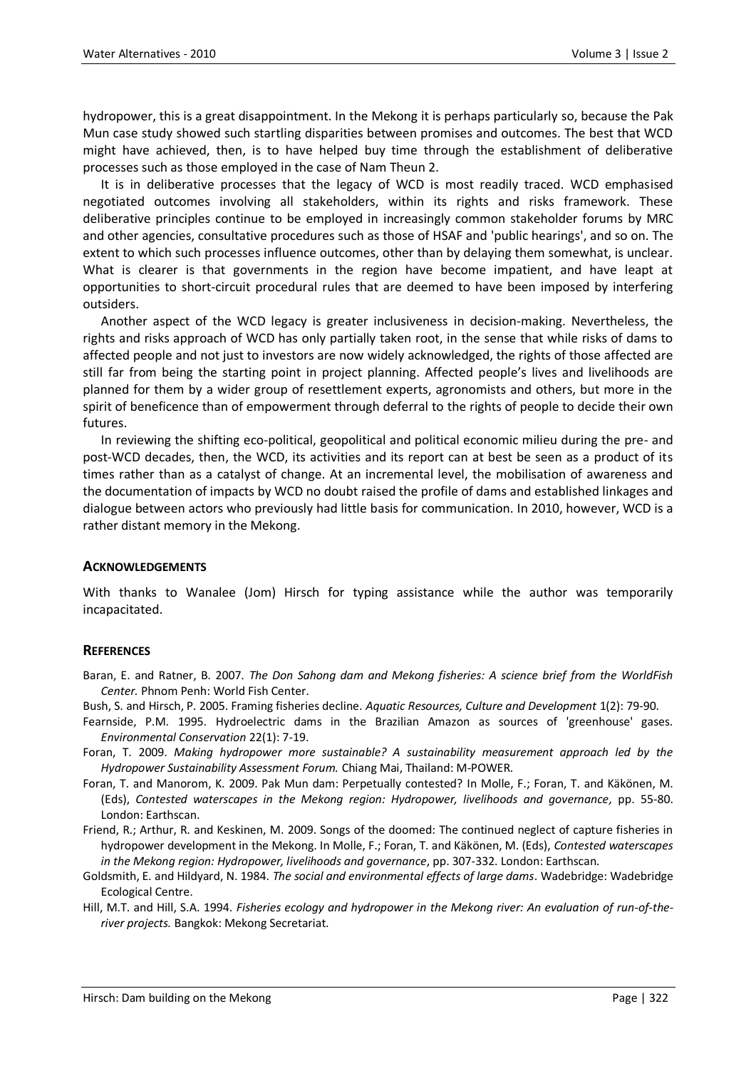hydropower, this is a great disappointment. In the Mekong it is perhaps particularly so, because the Pak Mun case study showed such startling disparities between promises and outcomes. The best that WCD might have achieved, then, is to have helped buy time through the establishment of deliberative processes such as those employed in the case of Nam Theun 2.

It is in deliberative processes that the legacy of WCD is most readily traced. WCD emphasised negotiated outcomes involving all stakeholders, within its rights and risks framework. These deliberative principles continue to be employed in increasingly common stakeholder forums by MRC and other agencies, consultative procedures such as those of HSAF and 'public hearings', and so on. The extent to which such processes influence outcomes, other than by delaying them somewhat, is unclear. What is clearer is that governments in the region have become impatient, and have leapt at opportunities to short-circuit procedural rules that are deemed to have been imposed by interfering outsiders.

Another aspect of the WCD legacy is greater inclusiveness in decision-making. Nevertheless, the rights and risks approach of WCD has only partially taken root, in the sense that while risks of dams to affected people and not just to investors are now widely acknowledged, the rights of those affected are still far from being the starting point in project planning. Affected people's lives and livelihoods are planned for them by a wider group of resettlement experts, agronomists and others, but more in the spirit of beneficence than of empowerment through deferral to the rights of people to decide their own futures.

In reviewing the shifting eco-political, geopolitical and political economic milieu during the pre- and post-WCD decades, then, the WCD, its activities and its report can at best be seen as a product of its times rather than as a catalyst of change. At an incremental level, the mobilisation of awareness and the documentation of impacts by WCD no doubt raised the profile of dams and established linkages and dialogue between actors who previously had little basis for communication. In 2010, however, WCD is a rather distant memory in the Mekong.

## Acknowledgements

With thanks to Wanalee (Jom) Hirsch for typing assistance while the author was temporarily incapacitated.

## References

Baran, E. and Ratner, B. 2007. *The Don Sahong dam and Mekong fisheries: A science brief from the WorldFish Center.* Phnom Penh: World Fish Center.

Bush, S. and Hirsch, P. 2005. Framing fisheries decline. *Aquatic Resources, Culture and Development* 1(2): 79-90.

Fearnside, P.M. 1995. Hydroelectric dams in the Brazilian Amazon as sources of 'greenhouse' gases. *Environmental Conservation* 22(1): 7-19.

Foran, T. 2009. *Making hydropower more sustainable? A sustainability measurement approach led by the Hydropower Sustainability Assessment Forum.* Chiang Mai, Thailand: M-POWER.

Foran, T. and Manorom, K. 2009. Pak Mun dam: Perpetually contested? In Molle, F.; Foran, T. and Käkönen, M. (Eds), *Contested waterscapes in the Mekong region: Hydropower, livelihoods and governance,* pp. 55-80. London: Earthscan.

Friend, R.; Arthur, R. and Keskinen, M. 2009. Songs of the doomed: The continued neglect of capture fisheries in hydropower development in the Mekong. In Molle, F.; Foran, T. and Käkönen, M. (Eds), *Contested waterscapes in the Mekong region: Hydropower, livelihoods and governance*, pp. 307-332. London: Earthscan.

Goldsmith, E. and Hildyard, N. 1984. *The social and environmental effects of large dams*. Wadebridge: Wadebridge Ecological Centre.

Hill, M.T. and Hill, S.A. 1994. *Fisheries ecology and hydropower in the Mekong river: An evaluation of run-of-the-river projects.* Bangkok: Mekong Secretariat.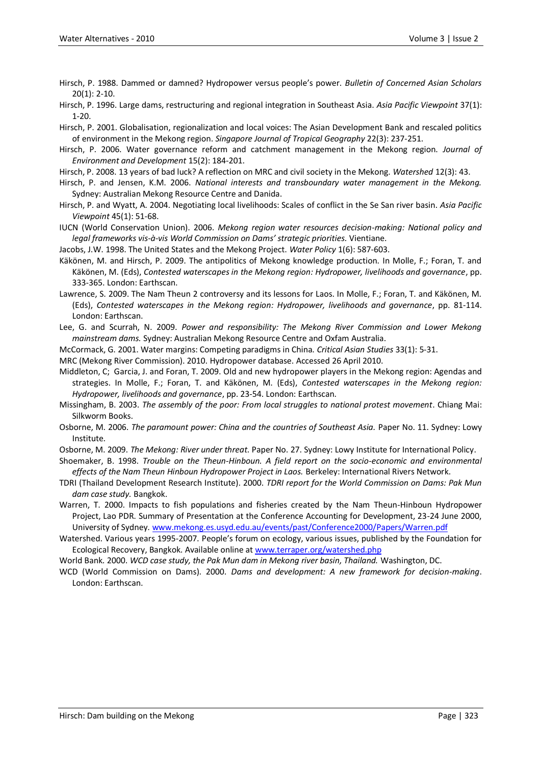Hirsch, P. 1988. Dammed or damned? Hydropower versus people's power. *Bulletin of Concerned Asian Scholars* 20(1): 2-10.

Hirsch, P. 1996. Large dams, restructuring and regional integration in Southeast Asia. *Asia Pacific Viewpoint* 37(1): 1-20.

Hirsch, P. 2001. Globalisation, regionalization and local voices: The Asian Development Bank and rescaled politics of environment in the Mekong region. *Singapore Journal of Tropical Geography* 22(3): 237-251.

Hirsch, P. 2006. Water governance reform and catchment management in the Mekong region. *Journal of Environment and Development* 15(2): 184-201.

Hirsch, P. 2008. 13 years of bad luck? A reflection on MRC and civil society in the Mekong. *Watershed* 12(3): 43.

Hirsch, P. and Jensen, K.M. 2006. *National interests and transboundary water management in the Mekong.* Sydney: Australian Mekong Resource Centre and Danida.

Hirsch, P. and Wyatt, A. 2004. Negotiating local livelihoods: Scales of conflict in the Se San river basin. *Asia Pacific Viewpoint* 45(1): 51-68.

IUCN (World Conservation Union). 2006. *Mekong region water resources decision-making: National policy and legal frameworks vis-à-vis World Commission on Dams' strategic priorities.* Vientiane.

Jacobs, J.W. 1998. The United States and the Mekong Project. *Water Policy* 1(6): 587-603.

Käkönen, M. and Hirsch, P. 2009. The antipolitics of Mekong knowledge production. In Molle, F.; Foran, T. and Käkönen, M. (Eds), *Contested waterscapes in the Mekong region: Hydropower, livelihoods and governance*, pp. 333-365. London: Earthscan.

Lawrence, S. 2009. The Nam Theun 2 controversy and its lessons for Laos. In Molle, F.; Foran, T. and Käkönen, M. (Eds), *Contested waterscapes in the Mekong region: Hydropower, livelihoods and governance*, pp. 81-114. London: Earthscan.

Lee, G. and Scurrah, N. 2009. *Power and responsibility: The Mekong River Commission and Lower Mekong mainstream dams.* Sydney: Australian Mekong Resource Centre and Oxfam Australia.

McCormack, G. 2001. Water margins: Competing paradigms in China. *Critical Asian Studies* 33(1): 5-31.

MRC (Mekong River Commission). 2010. Hydropower database. Accessed 26 April 2010.

Middleton, C; Garcia, J. and Foran, T. 2009. Old and new hydropower players in the Mekong region: Agendas and strategies. In Molle, F.; Foran, T. and Käkönen, M. (Eds), *Contested waterscapes in the Mekong region: Hydropower, livelihoods and governance*, pp. 23-54. London: Earthscan.

Missingham, B. 2003. *The assembly of the poor: From local struggles to national protest movement*. Chiang Mai: Silkworm Books.

Osborne, M. 2006. *The paramount power: China and the countries of Southeast Asia.* Paper No. 11. Sydney: Lowy Institute.

Osborne, M. 2009. *The Mekong: River under threat.* Paper No. 27. Sydney: Lowy Institute for International Policy.

Shoemaker, B. 1998. *Trouble on the Theun-Hinboun. A field report on the socio-economic and environmental effects of the Nam Theun Hinboun Hydropower Project in Laos.* Berkeley: International Rivers Network.

TDRI (Thailand Development Research Institute). 2000. *TDRI report for the World Commission on Dams: Pak Mun dam case study.* Bangkok.

Warren, T. 2000. Impacts to fish populations and fisheries created by the Nam Theun-Hinboun Hydropower Project, Lao PDR. Summary of Presentation at the Conference Accounting for Development, 23-24 June 2000, University of Sydney. www.mekong.es.usyd.edu.au/events/past/Conference2000/Papers/Warren.pdf

Watershed. Various years 1995-2007. People's forum on ecology, various issues, published by the Foundation for Ecological Recovery, Bangkok. Available online at www.terraper.org/watershed.php

World Bank. 2000. *WCD case study, the Pak Mun dam in Mekong river basin, Thailand.* Washington, DC.

WCD (World Commission on Dams). 2000. *Dams and development: A new framework for decision-making*. London: Earthscan.